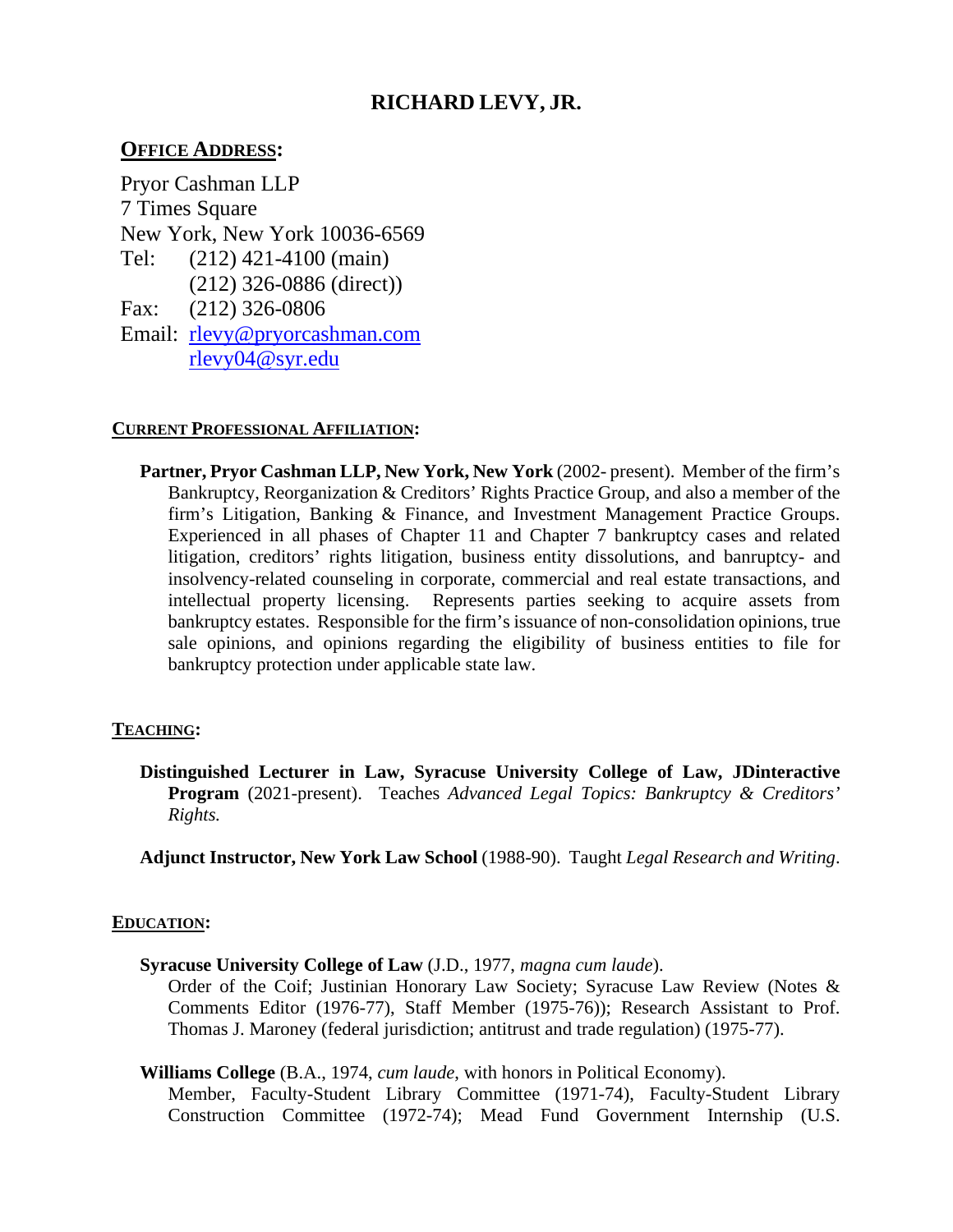# RICHARD LEVY, JR.

## OFFICE ADDRESS:

Pryor Cashman LLP
7 Times Square
New York, New York 10036-6569
Tel: (212) 421-4100 (main)
(212) 326-0886 (direct))
Fax: (212) 326-0806
Email: rlevy@pryorcashman.com
rlevy04@syr.edu

## CURRENT PROFESSIONAL AFFILIATION:

**Partner, Pryor Cashman LLP, New York, New York** (2002- present). Member of the firm's Bankruptcy, Reorganization & Creditors' Rights Practice Group, and also a member of the firm's Litigation, Banking & Finance, and Investment Management Practice Groups. Experienced in all phases of Chapter 11 and Chapter 7 bankruptcy cases and related litigation, creditors' rights litigation, business entity dissolutions, and banruptcy- and insolvency-related counseling in corporate, commercial and real estate transactions, and intellectual property licensing. Represents parties seeking to acquire assets from bankruptcy estates. Responsible for the firm's issuance of non-consolidation opinions, true sale opinions, and opinions regarding the eligibility of business entities to file for bankruptcy protection under applicable state law.

## TEACHING:

**Distinguished Lecturer in Law, Syracuse University College of Law, JDinteractive Program** (2021-present). Teaches *Advanced Legal Topics: Bankruptcy & Creditors' Rights.*

**Adjunct Instructor, New York Law School** (1988-90). Taught *Legal Research and Writing*.

## EDUCATION:

**Syracuse University College of Law** (J.D., 1977, *magna cum laude*).
Order of the Coif; Justinian Honorary Law Society; Syracuse Law Review (Notes & Comments Editor (1976-77), Staff Member (1975-76)); Research Assistant to Prof. Thomas J. Maroney (federal jurisdiction; antitrust and trade regulation) (1975-77).

**Williams College** (B.A., 1974, *cum laude*, with honors in Political Economy).
Member, Faculty-Student Library Committee (1971-74), Faculty-Student Library Construction Committee (1972-74); Mead Fund Government Internship (U.S.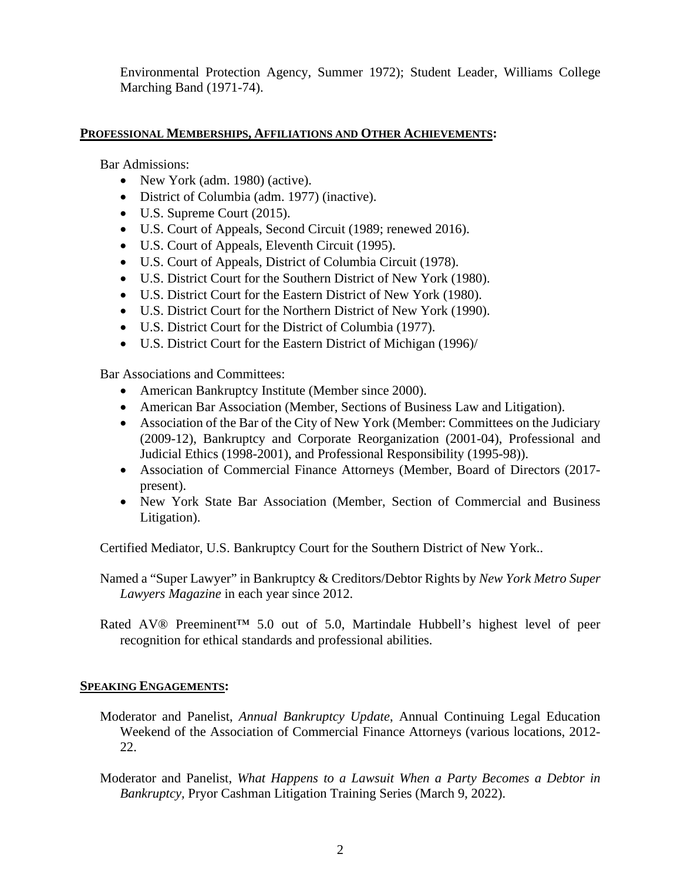Environmental Protection Agency, Summer 1972); Student Leader, Williams College Marching Band (1971-74).

## PROFESSIONAL MEMBERSHIPS, AFFILIATIONS AND OTHER ACHIEVEMENTS:

Bar Admissions:

- New York (adm. 1980) (active).
- District of Columbia (adm. 1977) (inactive).
- U.S. Supreme Court (2015).
- U.S. Court of Appeals, Second Circuit (1989; renewed 2016).
- U.S. Court of Appeals, Eleventh Circuit (1995).
- U.S. Court of Appeals, District of Columbia Circuit (1978).
- U.S. District Court for the Southern District of New York (1980).
- U.S. District Court for the Eastern District of New York (1980).
- U.S. District Court for the Northern District of New York (1990).
- U.S. District Court for the District of Columbia (1977).
- U.S. District Court for the Eastern District of Michigan (1996)/

Bar Associations and Committees:

- American Bankruptcy Institute (Member since 2000).
- American Bar Association (Member, Sections of Business Law and Litigation).
- Association of the Bar of the City of New York (Member: Committees on the Judiciary (2009-12), Bankruptcy and Corporate Reorganization (2001-04), Professional and Judicial Ethics (1998-2001), and Professional Responsibility (1995-98)).
- Association of Commercial Finance Attorneys (Member, Board of Directors (2017-present).
- New York State Bar Association (Member, Section of Commercial and Business Litigation).

Certified Mediator, U.S. Bankruptcy Court for the Southern District of New York..

Named a "Super Lawyer" in Bankruptcy & Creditors/Debtor Rights by *New York Metro Super Lawyers Magazine* in each year since 2012.

Rated AV® Preeminent™ 5.0 out of 5.0, Martindale Hubbell's highest level of peer recognition for ethical standards and professional abilities.

## SPEAKING ENGAGEMENTS:

Moderator and Panelist, *Annual Bankruptcy Update*, Annual Continuing Legal Education Weekend of the Association of Commercial Finance Attorneys (various locations, 2012-22.

Moderator and Panelist, *What Happens to a Lawsuit When a Party Becomes a Debtor in Bankruptcy*, Pryor Cashman Litigation Training Series (March 9, 2022).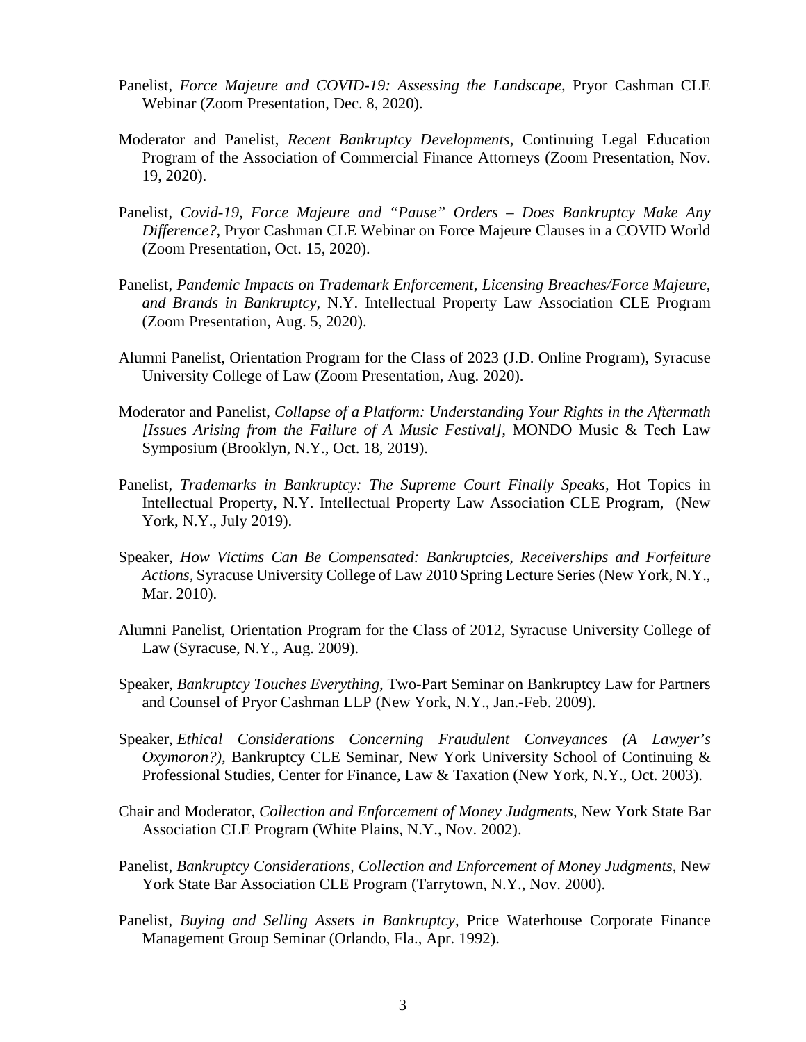Panelist, *Force Majeure and COVID-19: Assessing the Landscape,* Pryor Cashman CLE Webinar (Zoom Presentation, Dec. 8, 2020).

Moderator and Panelist, *Recent Bankruptcy Developments*, Continuing Legal Education Program of the Association of Commercial Finance Attorneys (Zoom Presentation, Nov. 19, 2020).

Panelist, *Covid-19, Force Majeure and "Pause" Orders – Does Bankruptcy Make Any Difference?*, Pryor Cashman CLE Webinar on Force Majeure Clauses in a COVID World (Zoom Presentation, Oct. 15, 2020).

Panelist, *Pandemic Impacts on Trademark Enforcement, Licensing Breaches/Force Majeure, and Brands in Bankruptcy*, N.Y. Intellectual Property Law Association CLE Program (Zoom Presentation, Aug. 5, 2020).

Alumni Panelist, Orientation Program for the Class of 2023 (J.D. Online Program), Syracuse University College of Law (Zoom Presentation, Aug. 2020).

Moderator and Panelist, *Collapse of a Platform: Understanding Your Rights in the Aftermath [Issues Arising from the Failure of A Music Festival],* MONDO Music & Tech Law Symposium (Brooklyn, N.Y., Oct. 18, 2019).

Panelist, *Trademarks in Bankruptcy: The Supreme Court Finally Speaks,* Hot Topics in Intellectual Property, N.Y. Intellectual Property Law Association CLE Program, (New York, N.Y., July 2019).

Speaker, *How Victims Can Be Compensated: Bankruptcies, Receiverships and Forfeiture Actions,* Syracuse University College of Law 2010 Spring Lecture Series (New York, N.Y., Mar. 2010).

Alumni Panelist, Orientation Program for the Class of 2012, Syracuse University College of Law (Syracuse, N.Y., Aug. 2009).

Speaker, *Bankruptcy Touches Everything*, Two-Part Seminar on Bankruptcy Law for Partners and Counsel of Pryor Cashman LLP (New York, N.Y., Jan.-Feb. 2009).

Speaker, *Ethical Considerations Concerning Fraudulent Conveyances (A Lawyer's Oxymoron?),* Bankruptcy CLE Seminar, New York University School of Continuing & Professional Studies, Center for Finance, Law & Taxation (New York, N.Y., Oct. 2003).

Chair and Moderator, *Collection and Enforcement of Money Judgments*, New York State Bar Association CLE Program (White Plains, N.Y., Nov. 2002).

Panelist, *Bankruptcy Considerations, Collection and Enforcement of Money Judgments*, New York State Bar Association CLE Program (Tarrytown, N.Y., Nov. 2000).

Panelist, *Buying and Selling Assets in Bankruptcy*, Price Waterhouse Corporate Finance Management Group Seminar (Orlando, Fla., Apr. 1992).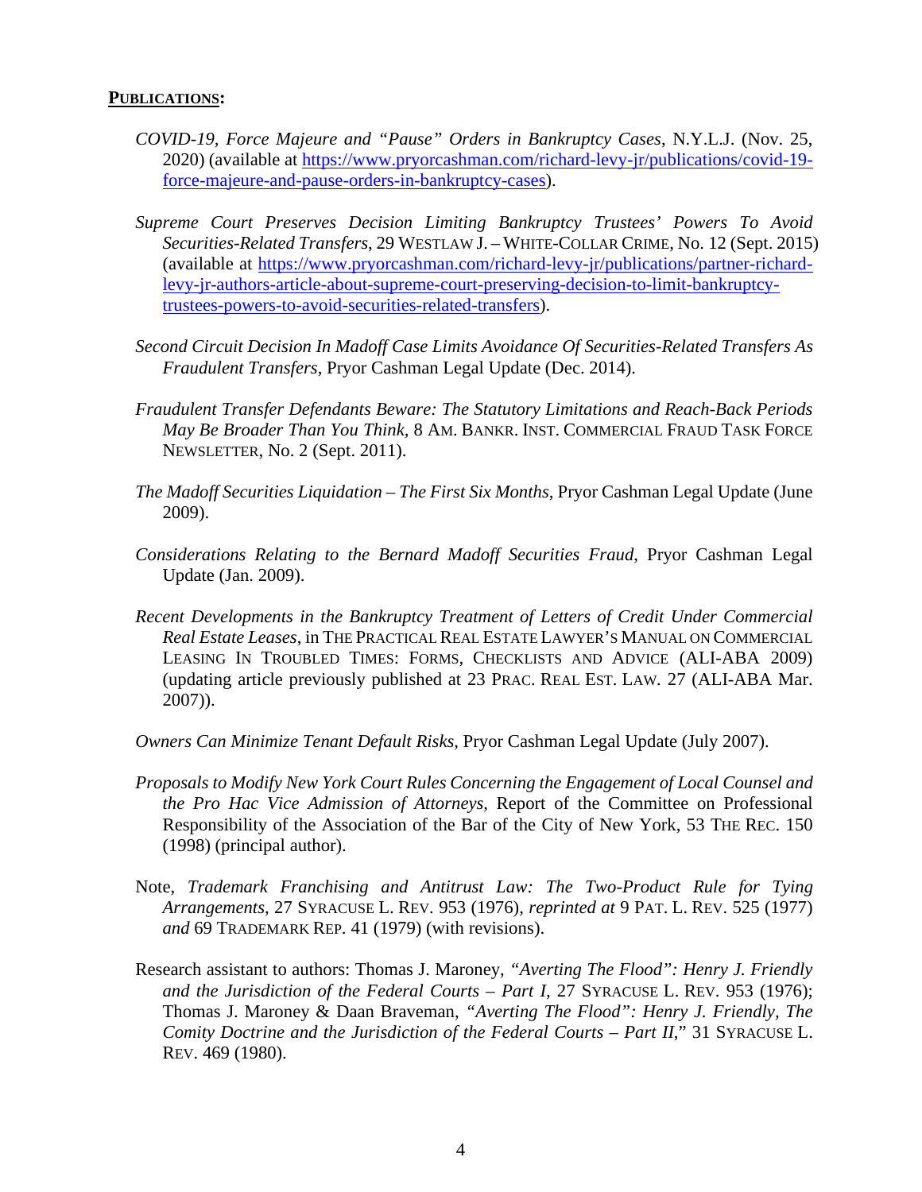**PUBLICATIONS:**

*COVID-19, Force Majeure and "Pause" Orders in Bankruptcy Cases*, N.Y.L.J. (Nov. 25, 2020) (available at https://www.pryorcashman.com/richard-levy-jr/publications/covid-19-force-majeure-and-pause-orders-in-bankruptcy-cases).

*Supreme Court Preserves Decision Limiting Bankruptcy Trustees' Powers To Avoid Securities-Related Transfers*, 29 WESTLAW J. – WHITE-COLLAR CRIME, No. 12 (Sept. 2015) (available at https://www.pryorcashman.com/richard-levy-jr/publications/partner-richard-levy-jr-authors-article-about-supreme-court-preserving-decision-to-limit-bankruptcy-trustees-powers-to-avoid-securities-related-transfers).

*Second Circuit Decision In Madoff Case Limits Avoidance Of Securities-Related Transfers As Fraudulent Transfers*, Pryor Cashman Legal Update (Dec. 2014).

*Fraudulent Transfer Defendants Beware: The Statutory Limitations and Reach-Back Periods May Be Broader Than You Think,* 8 AM. BANKR. INST. COMMERCIAL FRAUD TASK FORCE NEWSLETTER, No. 2 (Sept. 2011).

*The Madoff Securities Liquidation – The First Six Months*, Pryor Cashman Legal Update (June 2009).

*Considerations Relating to the Bernard Madoff Securities Fraud*, Pryor Cashman Legal Update (Jan. 2009).

*Recent Developments in the Bankruptcy Treatment of Letters of Credit Under Commercial Real Estate Leases*, in THE PRACTICAL REAL ESTATE LAWYER'S MANUAL ON COMMERCIAL LEASING IN TROUBLED TIMES: FORMS, CHECKLISTS AND ADVICE (ALI-ABA 2009) (updating article previously published at 23 PRAC. REAL EST. LAW. 27 (ALI-ABA Mar. 2007)).

*Owners Can Minimize Tenant Default Risks*, Pryor Cashman Legal Update (July 2007).

*Proposals to Modify New York Court Rules Concerning the Engagement of Local Counsel and the Pro Hac Vice Admission of Attorneys*, Report of the Committee on Professional Responsibility of the Association of the Bar of the City of New York, 53 THE REC. 150 (1998) (principal author).

Note, *Trademark Franchising and Antitrust Law: The Two-Product Rule for Tying Arrangements*, 27 SYRACUSE L. REV. 953 (1976), *reprinted at* 9 PAT. L. REV. 525 (1977) *and* 69 TRADEMARK REP. 41 (1979) (with revisions).

Research assistant to authors: Thomas J. Maroney, *"Averting The Flood": Henry J. Friendly and the Jurisdiction of the Federal Courts – Part I*, 27 SYRACUSE L. REV. 953 (1976); Thomas J. Maroney & Daan Braveman, *"Averting The Flood": Henry J. Friendly, The Comity Doctrine and the Jurisdiction of the Federal Courts – Part II*," 31 SYRACUSE L. REV. 469 (1980).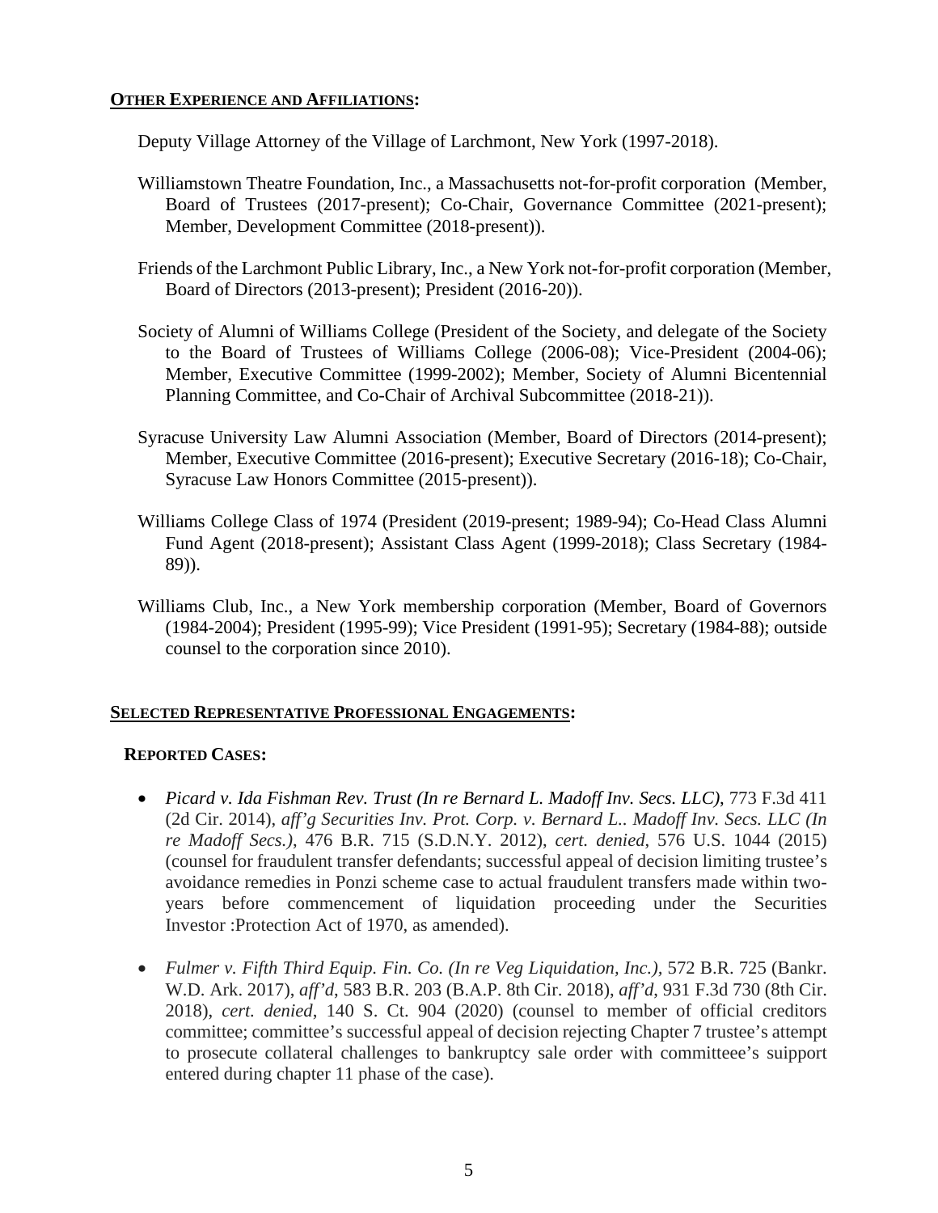## **OTHER EXPERIENCE AND AFFILIATIONS:**

Deputy Village Attorney of the Village of Larchmont, New York (1997-2018).

Williamstown Theatre Foundation, Inc., a Massachusetts not-for-profit corporation (Member, Board of Trustees (2017-present); Co-Chair, Governance Committee (2021-present); Member, Development Committee (2018-present)).

Friends of the Larchmont Public Library, Inc., a New York not-for-profit corporation (Member, Board of Directors (2013-present); President (2016-20)).

Society of Alumni of Williams College (President of the Society, and delegate of the Society to the Board of Trustees of Williams College (2006-08); Vice-President (2004-06); Member, Executive Committee (1999-2002); Member, Society of Alumni Bicentennial Planning Committee, and Co-Chair of Archival Subcommittee (2018-21)).

Syracuse University Law Alumni Association (Member, Board of Directors (2014-present); Member, Executive Committee (2016-present); Executive Secretary (2016-18); Co-Chair, Syracuse Law Honors Committee (2015-present)).

Williams College Class of 1974 (President (2019-present; 1989-94); Co-Head Class Alumni Fund Agent (2018-present); Assistant Class Agent (1999-2018); Class Secretary (1984-89)).

Williams Club, Inc., a New York membership corporation (Member, Board of Governors (1984-2004); President (1995-99); Vice President (1991-95); Secretary (1984-88); outside counsel to the corporation since 2010).

## **SELECTED REPRESENTATIVE PROFESSIONAL ENGAGEMENTS:**

### **REPORTED CASES:**

- *Picard v. Ida Fishman Rev. Trust (In re Bernard L. Madoff Inv. Secs. LLC)*, 773 F.3d 411 (2d Cir. 2014), *aff'g Securities Inv. Prot. Corp. v. Bernard L.. Madoff Inv. Secs. LLC (In re Madoff Secs.)*, 476 B.R. 715 (S.D.N.Y. 2012), *cert. denied*, 576 U.S. 1044 (2015) (counsel for fraudulent transfer defendants; successful appeal of decision limiting trustee's avoidance remedies in Ponzi scheme case to actual fraudulent transfers made within two-years before commencement of liquidation proceeding under the Securities Investor :Protection Act of 1970, as amended).

- *Fulmer v. Fifth Third Equip. Fin. Co. (In re Veg Liquidation, Inc.)*, 572 B.R. 725 (Bankr. W.D. Ark. 2017), *aff'd*, 583 B.R. 203 (B.A.P. 8th Cir. 2018), *aff'd*, 931 F.3d 730 (8th Cir. 2018), *cert. denied*, 140 S. Ct. 904 (2020) (counsel to member of official creditors committee; committee's successful appeal of decision rejecting Chapter 7 trustee's attempt to prosecute collateral challenges to bankruptcy sale order with committeee's suipport entered during chapter 11 phase of the case).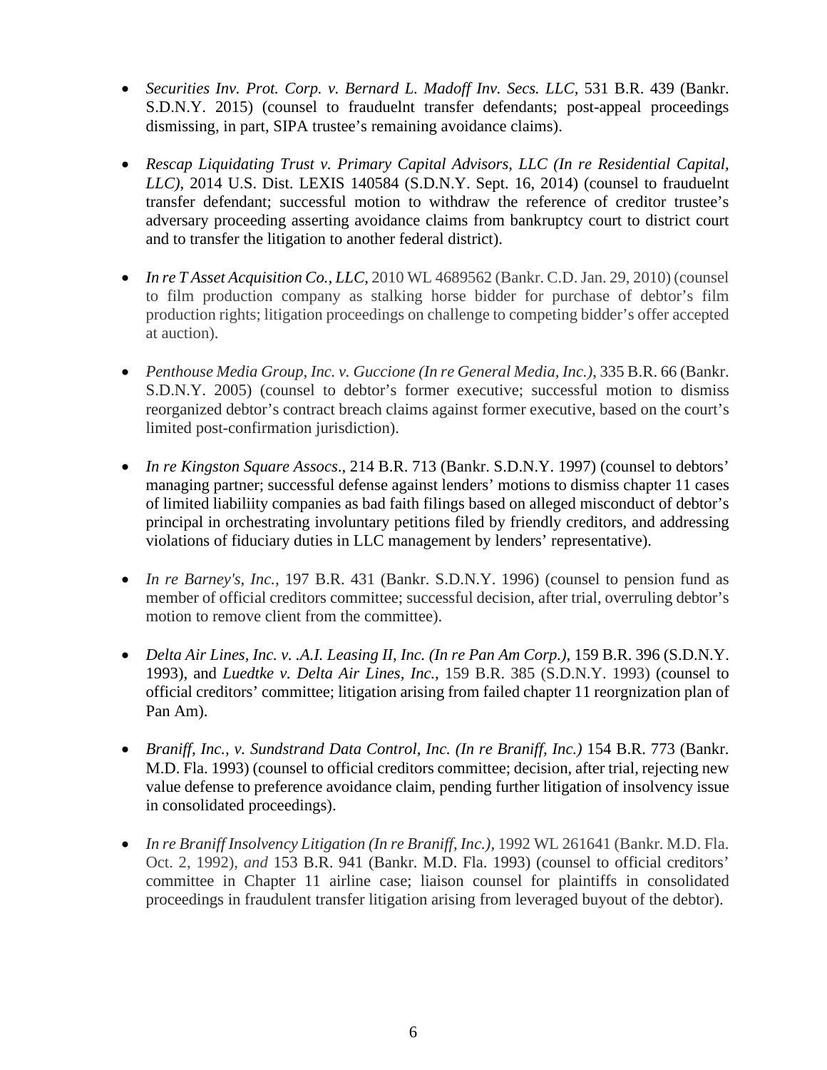- *Securities Inv. Prot. Corp. v. Bernard L. Madoff Inv. Secs. LLC,* 531 B.R. 439 (Bankr. S.D.N.Y. 2015) (counsel to frauduelnt transfer defendants; post-appeal proceedings dismissing, in part, SIPA trustee's remaining avoidance claims).

- *Rescap Liquidating Trust v. Primary Capital Advisors, LLC (In re Residential Capital, LLC)*, 2014 U.S. Dist. LEXIS 140584 (S.D.N.Y. Sept. 16, 2014) (counsel to frauduelnt transfer defendant; successful motion to withdraw the reference of creditor trustee's adversary proceeding asserting avoidance claims from bankruptcy court to district court and to transfer the litigation to another federal district).

- *In re T Asset Acquisition Co., LLC*, 2010 WL 4689562 (Bankr. C.D. Jan. 29, 2010) (counsel to film production company as stalking horse bidder for purchase of debtor's film production rights; litigation proceedings on challenge to competing bidder's offer accepted at auction).

- *Penthouse Media Group, Inc. v. Guccione (In re General Media, Inc.),* 335 B.R. 66 (Bankr. S.D.N.Y. 2005) (counsel to debtor's former executive; successful motion to dismiss reorganized debtor's contract breach claims against former executive, based on the court's limited post-confirmation jurisdiction).

- *In re Kingston Square Assocs*., 214 B.R. 713 (Bankr. S.D.N.Y. 1997) (counsel to debtors' managing partner; successful defense against lenders' motions to dismiss chapter 11 cases of limited liabiility companies as bad faith filings based on alleged misconduct of debtor's principal in orchestrating involuntary petitions filed by friendly creditors, and addressing violations of fiduciary duties in LLC management by lenders' representative).

- *In re Barney's, Inc.,* 197 B.R. 431 (Bankr. S.D.N.Y. 1996) (counsel to pension fund as member of official creditors committee; successful decision, after trial, overruling debtor's motion to remove client from the committee).

- *Delta Air Lines, Inc. v. .A.I. Leasing II, Inc. (In re Pan Am Corp.),* 159 B.R. 396 (S.D.N.Y. 1993), and *Luedtke v. Delta Air Lines, Inc.*, 159 B.R. 385 (S.D.N.Y. 1993) (counsel to official creditors' committee; litigation arising from failed chapter 11 reorgnization plan of Pan Am).

- *Braniff, Inc., v. Sundstrand Data Control, Inc. (In re Braniff, Inc.)* 154 B.R. 773 (Bankr. M.D. Fla. 1993) (counsel to official creditors committee; decision, after trial, rejecting new value defense to preference avoidance claim, pending further litigation of insolvency issue in consolidated proceedings).

- *In re Braniff Insolvency Litigation (In re Braniff, Inc.),* 1992 WL 261641 (Bankr. M.D. Fla. Oct. 2, 1992), *and* 153 B.R. 941 (Bankr. M.D. Fla. 1993) (counsel to official creditors' committee in Chapter 11 airline case; liaison counsel for plaintiffs in consolidated proceedings in fraudulent transfer litigation arising from leveraged buyout of the debtor).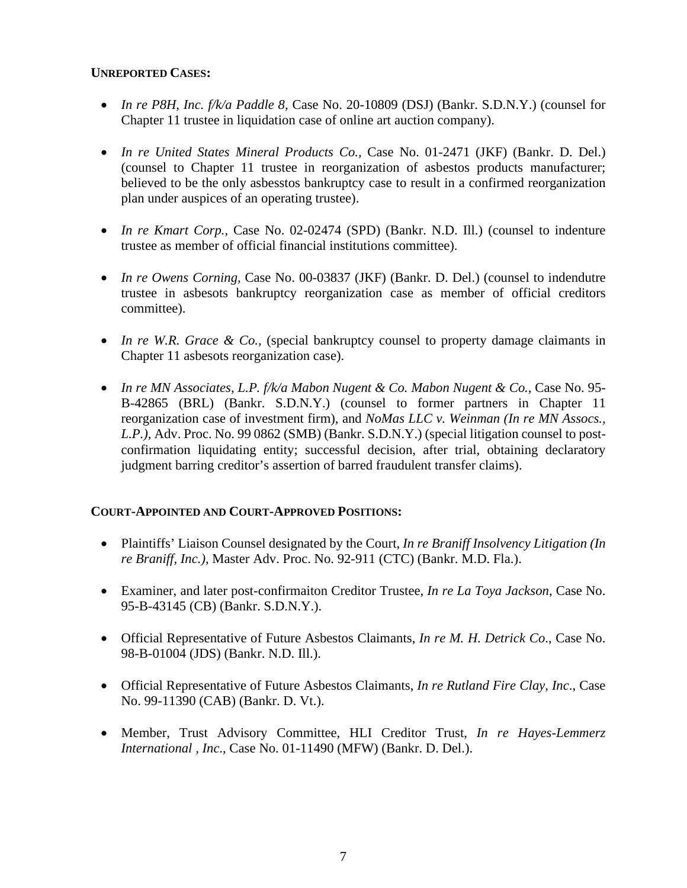**UNREPORTED CASES:**

- *In re P8H, Inc. f/k/a Paddle 8,* Case No. 20-10809 (DSJ) (Bankr. S.D.N.Y.) (counsel for Chapter 11 trustee in liquidation case of online art auction company).

- *In re United States Mineral Products Co.*, Case No. 01-2471 (JKF) (Bankr. D. Del.) (counsel to Chapter 11 trustee in reorganization of asbestos products manufacturer; believed to be the only asbesstos bankruptcy case to result in a confirmed reorganization plan under auspices of an operating trustee).

- *In re Kmart Corp.,* Case No. 02-02474 (SPD) (Bankr. N.D. Ill.) (counsel to indenture trustee as member of official financial institutions committee).

- *In re Owens Corning*, Case No. 00-03837 (JKF) (Bankr. D. Del.) (counsel to indendutre trustee in asbesots bankruptcy reorganization case as member of official creditors committee).

- *In re W.R. Grace & Co.,* (special bankruptcy counsel to property damage claimants in Chapter 11 asbesots reorganization case).

- *In re MN Associates, L.P. f/k/a Mabon Nugent & Co. Mabon Nugent & Co.,* Case No. 95-B-42865 (BRL) (Bankr. S.D.N.Y.) (counsel to former partners in Chapter 11 reorganization case of investment firm), and *NoMas LLC v. Weinman (In re MN Assocs., L.P.)*, Adv. Proc. No. 99 0862 (SMB) (Bankr. S.D.N.Y.) (special litigation counsel to post-confirmation liquidating entity; successful decision, after trial, obtaining declaratory judgment barring creditor's assertion of barred fraudulent transfer claims).

**COURT-APPOINTED AND COURT-APPROVED POSITIONS:**

- Plaintiffs' Liaison Counsel designated by the Court, *In re Braniff Insolvency Litigation (In re Braniff, Inc.)*, Master Adv. Proc. No. 92-911 (CTC) (Bankr. M.D. Fla.).

- Examiner, and later post-confirmaiton Creditor Trustee, *In re La Toya Jackson*, Case No. 95-B-43145 (CB) (Bankr. S.D.N.Y.).

- Official Representative of Future Asbestos Claimants, *In re M. H. Detrick Co*., Case No. 98-B-01004 (JDS) (Bankr. N.D. Ill.).

- Official Representative of Future Asbestos Claimants, *In re Rutland Fire Clay, Inc*., Case No. 99-11390 (CAB) (Bankr. D. Vt.).

- Member, Trust Advisory Committee, HLI Creditor Trust, *In re Hayes-Lemmerz International , Inc*., Case No. 01-11490 (MFW) (Bankr. D. Del.).